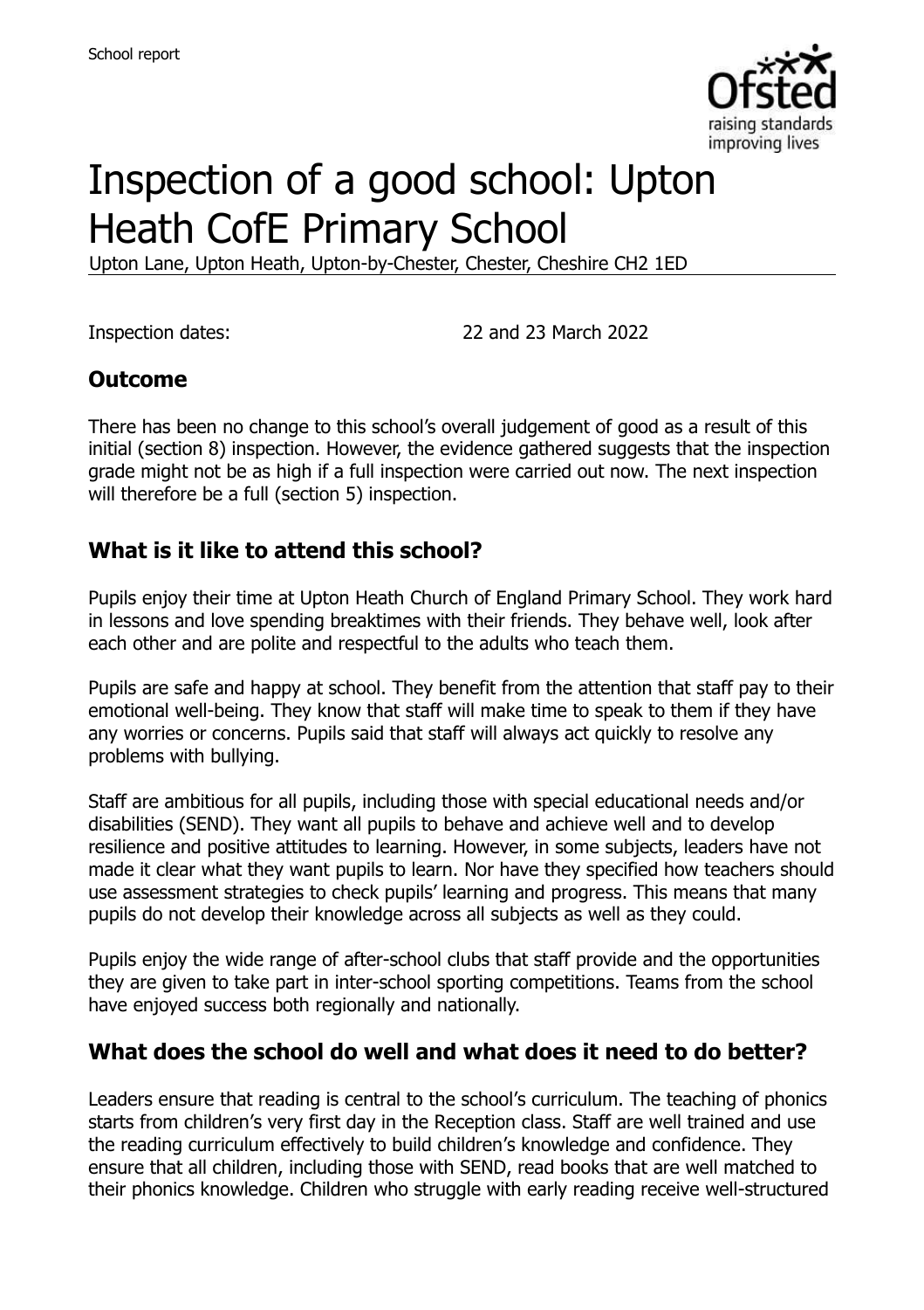School report

# Inspection of a good school: Upton Heath CofE Primary School

Upton Lane, Upton Heath, Upton-by-Chester, Chester, Cheshire CH2 1ED

Inspection dates: 22 and 23 March 2022

## Outcome

There has been no change to this school's overall judgement of good as a result of this initial (section 8) inspection. However, the evidence gathered suggests that the inspection grade might not be as high if a full inspection were carried out now. The next inspection will therefore be a full (section 5) inspection.

## What is it like to attend this school?

Pupils enjoy their time at Upton Heath Church of England Primary School. They work hard in lessons and love spending breaktimes with their friends. They behave well, look after each other and are polite and respectful to the adults who teach them.

Pupils are safe and happy at school. They benefit from the attention that staff pay to their emotional well-being. They know that staff will make time to speak to them if they have any worries or concerns. Pupils said that staff will always act quickly to resolve any problems with bullying.

Staff are ambitious for all pupils, including those with special educational needs and/or disabilities (SEND). They want all pupils to behave and achieve well and to develop resilience and positive attitudes to learning. However, in some subjects, leaders have not made it clear what they want pupils to learn. Nor have they specified how teachers should use assessment strategies to check pupils' learning and progress. This means that many pupils do not develop their knowledge across all subjects as well as they could.

Pupils enjoy the wide range of after-school clubs that staff provide and the opportunities they are given to take part in inter-school sporting competitions. Teams from the school have enjoyed success both regionally and nationally.

## What does the school do well and what does it need to do better?

Leaders ensure that reading is central to the school's curriculum. The teaching of phonics starts from children's very first day in the Reception class. Staff are well trained and use the reading curriculum effectively to build children's knowledge and confidence. They ensure that all children, including those with SEND, read books that are well matched to their phonics knowledge. Children who struggle with early reading receive well-structured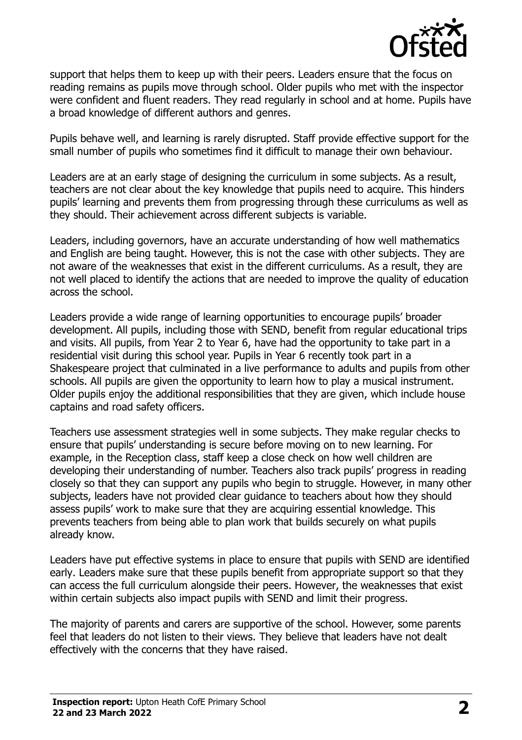support that helps them to keep up with their peers. Leaders ensure that the focus on reading remains as pupils move through school. Older pupils who met with the inspector were confident and fluent readers. They read regularly in school and at home. Pupils have a broad knowledge of different authors and genres.

Pupils behave well, and learning is rarely disrupted. Staff provide effective support for the small number of pupils who sometimes find it difficult to manage their own behaviour.

Leaders are at an early stage of designing the curriculum in some subjects. As a result, teachers are not clear about the key knowledge that pupils need to acquire. This hinders pupils' learning and prevents them from progressing through these curriculums as well as they should. Their achievement across different subjects is variable.

Leaders, including governors, have an accurate understanding of how well mathematics and English are being taught. However, this is not the case with other subjects. They are not aware of the weaknesses that exist in the different curriculums. As a result, they are not well placed to identify the actions that are needed to improve the quality of education across the school.

Leaders provide a wide range of learning opportunities to encourage pupils' broader development. All pupils, including those with SEND, benefit from regular educational trips and visits. All pupils, from Year 2 to Year 6, have had the opportunity to take part in a residential visit during this school year. Pupils in Year 6 recently took part in a Shakespeare project that culminated in a live performance to adults and pupils from other schools. All pupils are given the opportunity to learn how to play a musical instrument. Older pupils enjoy the additional responsibilities that they are given, which include house captains and road safety officers.

Teachers use assessment strategies well in some subjects. They make regular checks to ensure that pupils' understanding is secure before moving on to new learning. For example, in the Reception class, staff keep a close check on how well children are developing their understanding of number. Teachers also track pupils' progress in reading closely so that they can support any pupils who begin to struggle. However, in many other subjects, leaders have not provided clear guidance to teachers about how they should assess pupils' work to make sure that they are acquiring essential knowledge. This prevents teachers from being able to plan work that builds securely on what pupils already know.

Leaders have put effective systems in place to ensure that pupils with SEND are identified early. Leaders make sure that these pupils benefit from appropriate support so that they can access the full curriculum alongside their peers. However, the weaknesses that exist within certain subjects also impact pupils with SEND and limit their progress.

The majority of parents and carers are supportive of the school. However, some parents feel that leaders do not listen to their views. They believe that leaders have not dealt effectively with the concerns that they have raised.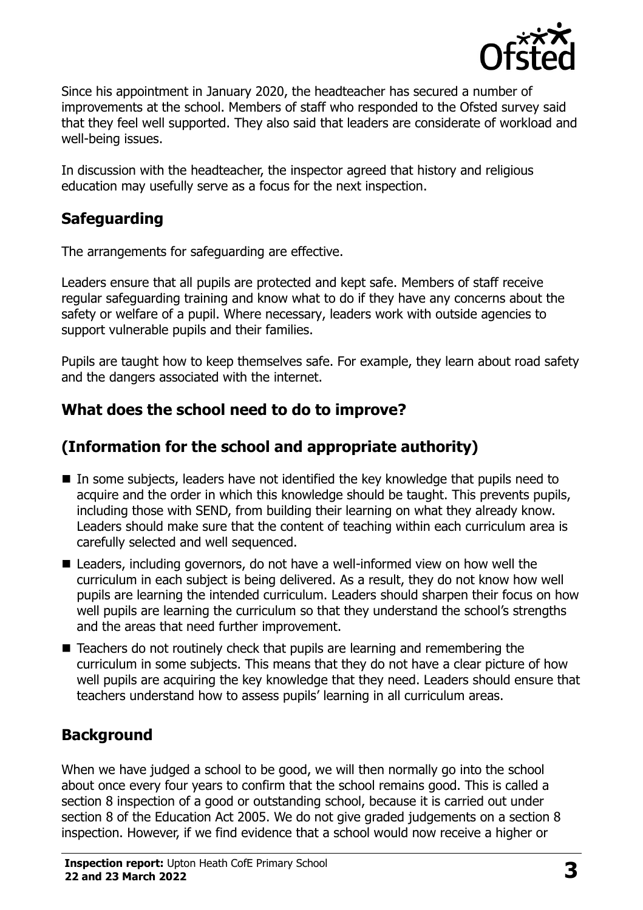Since his appointment in January 2020, the headteacher has secured a number of improvements at the school. Members of staff who responded to the Ofsted survey said that they feel well supported. They also said that leaders are considerate of workload and well-being issues.

In discussion with the headteacher, the inspector agreed that history and religious education may usefully serve as a focus for the next inspection.

## Safeguarding

The arrangements for safeguarding are effective.

Leaders ensure that all pupils are protected and kept safe. Members of staff receive regular safeguarding training and know what to do if they have any concerns about the safety or welfare of a pupil. Where necessary, leaders work with outside agencies to support vulnerable pupils and their families.

Pupils are taught how to keep themselves safe. For example, they learn about road safety and the dangers associated with the internet.

## What does the school need to do to improve?

## (Information for the school and appropriate authority)

- In some subjects, leaders have not identified the key knowledge that pupils need to acquire and the order in which this knowledge should be taught. This prevents pupils, including those with SEND, from building their learning on what they already know. Leaders should make sure that the content of teaching within each curriculum area is carefully selected and well sequenced.
- Leaders, including governors, do not have a well-informed view on how well the curriculum in each subject is being delivered. As a result, they do not know how well pupils are learning the intended curriculum. Leaders should sharpen their focus on how well pupils are learning the curriculum so that they understand the school's strengths and the areas that need further improvement.
- Teachers do not routinely check that pupils are learning and remembering the curriculum in some subjects. This means that they do not have a clear picture of how well pupils are acquiring the key knowledge that they need. Leaders should ensure that teachers understand how to assess pupils' learning in all curriculum areas.

## Background

When we have judged a school to be good, we will then normally go into the school about once every four years to confirm that the school remains good. This is called a section 8 inspection of a good or outstanding school, because it is carried out under section 8 of the Education Act 2005. We do not give graded judgements on a section 8 inspection. However, if we find evidence that a school would now receive a higher or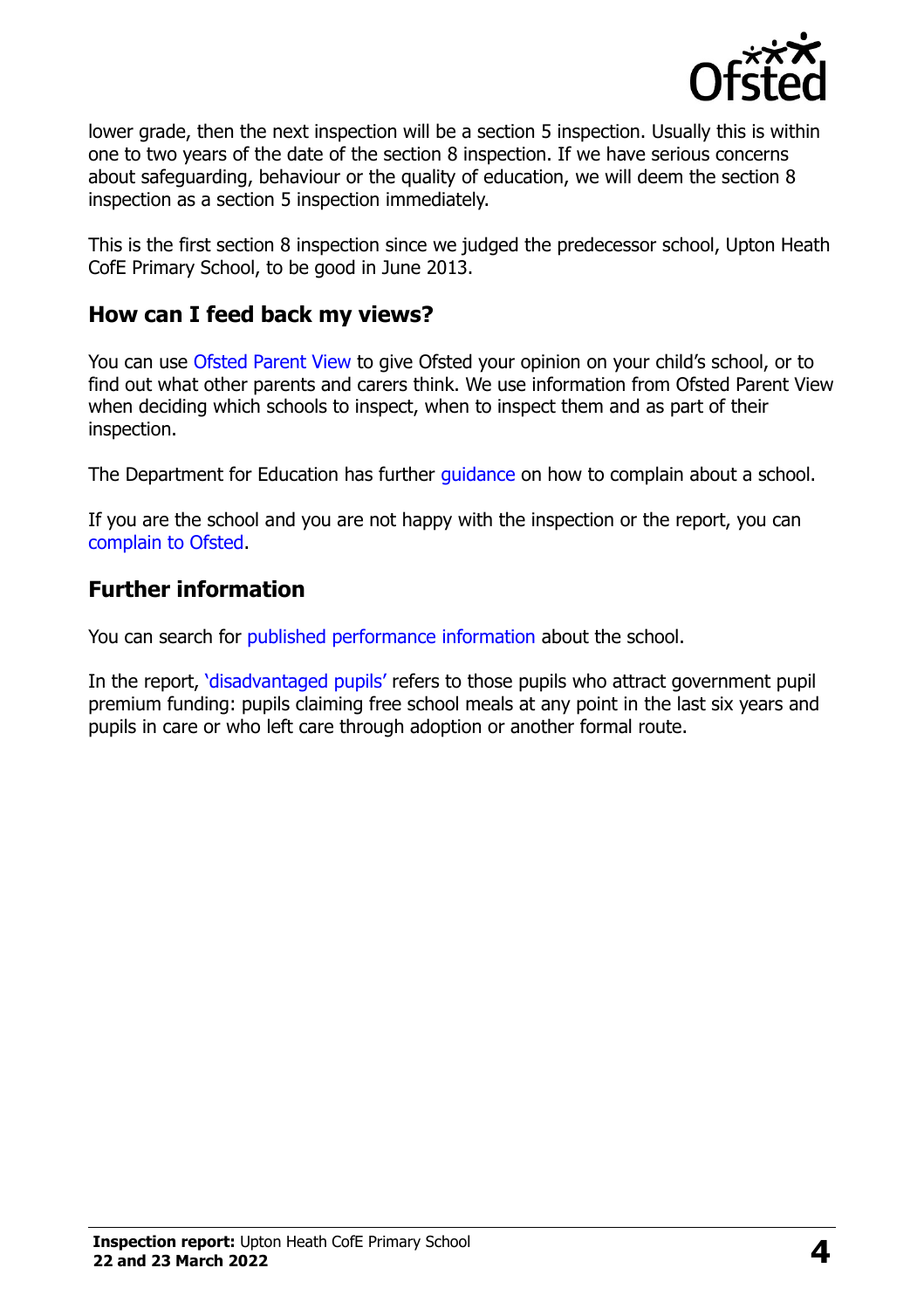lower grade, then the next inspection will be a section 5 inspection. Usually this is within one to two years of the date of the section 8 inspection. If we have serious concerns about safeguarding, behaviour or the quality of education, we will deem the section 8 inspection as a section 5 inspection immediately.

This is the first section 8 inspection since we judged the predecessor school, Upton Heath CofE Primary School, to be good in June 2013.

## How can I feed back my views?

You can use Ofsted Parent View to give Ofsted your opinion on your child's school, or to find out what other parents and carers think. We use information from Ofsted Parent View when deciding which schools to inspect, when to inspect them and as part of their inspection.

The Department for Education has further guidance on how to complain about a school.

If you are the school and you are not happy with the inspection or the report, you can complain to Ofsted.

## Further information

You can search for published performance information about the school.

In the report, 'disadvantaged pupils' refers to those pupils who attract government pupil premium funding: pupils claiming free school meals at any point in the last six years and pupils in care or who left care through adoption or another formal route.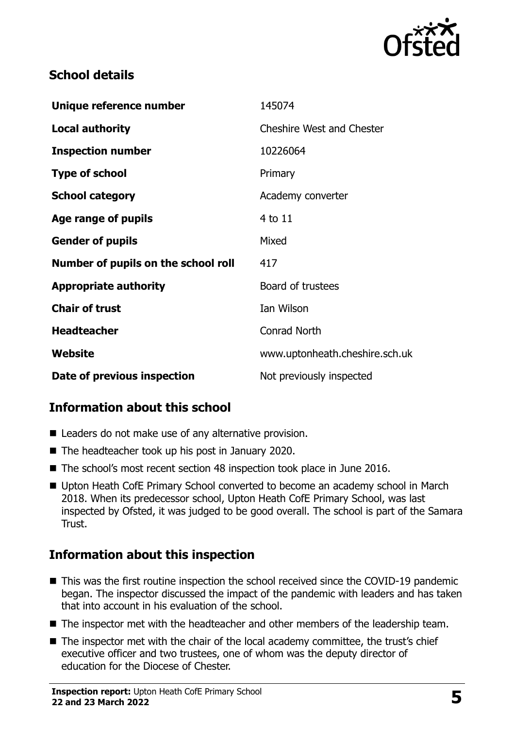## School details

| | |
|---|---|
| **Unique reference number** | 145074 |
| **Local authority** | Cheshire West and Chester |
| **Inspection number** | 10226064 |
| **Type of school** | Primary |
| **School category** | Academy converter |
| **Age range of pupils** | 4 to 11 |
| **Gender of pupils** | Mixed |
| **Number of pupils on the school roll** | 417 |
| **Appropriate authority** | Board of trustees |
| **Chair of trust** | Ian Wilson |
| **Headteacher** | Conrad North |
| **Website** | www.uptonheath.cheshire.sch.uk |
| **Date of previous inspection** | Not previously inspected |

## Information about this school

- Leaders do not make use of any alternative provision.
- The headteacher took up his post in January 2020.
- The school's most recent section 48 inspection took place in June 2016.
- Upton Heath CofE Primary School converted to become an academy school in March 2018. When its predecessor school, Upton Heath CofE Primary School, was last inspected by Ofsted, it was judged to be good overall. The school is part of the Samara Trust.

## Information about this inspection

- This was the first routine inspection the school received since the COVID-19 pandemic began. The inspector discussed the impact of the pandemic with leaders and has taken that into account in his evaluation of the school.
- The inspector met with the headteacher and other members of the leadership team.
- The inspector met with the chair of the local academy committee, the trust's chief executive officer and two trustees, one of whom was the deputy director of education for the Diocese of Chester.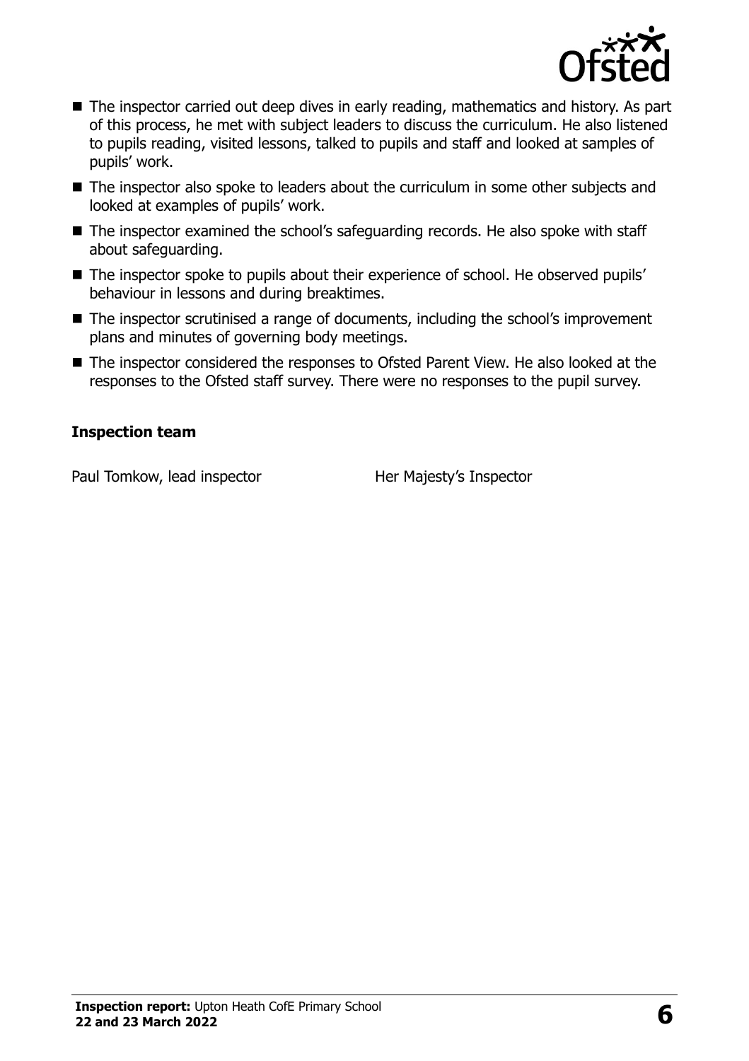- The inspector carried out deep dives in early reading, mathematics and history. As part of this process, he met with subject leaders to discuss the curriculum. He also listened to pupils reading, visited lessons, talked to pupils and staff and looked at samples of pupils' work.
- The inspector also spoke to leaders about the curriculum in some other subjects and looked at examples of pupils' work.
- The inspector examined the school's safeguarding records. He also spoke with staff about safeguarding.
- The inspector spoke to pupils about their experience of school. He observed pupils' behaviour in lessons and during breaktimes.
- The inspector scrutinised a range of documents, including the school's improvement plans and minutes of governing body meetings.
- The inspector considered the responses to Ofsted Parent View. He also looked at the responses to the Ofsted staff survey. There were no responses to the pupil survey.

**Inspection team**

| | |
|---|---|
| Paul Tomkow, lead inspector | Her Majesty's Inspector |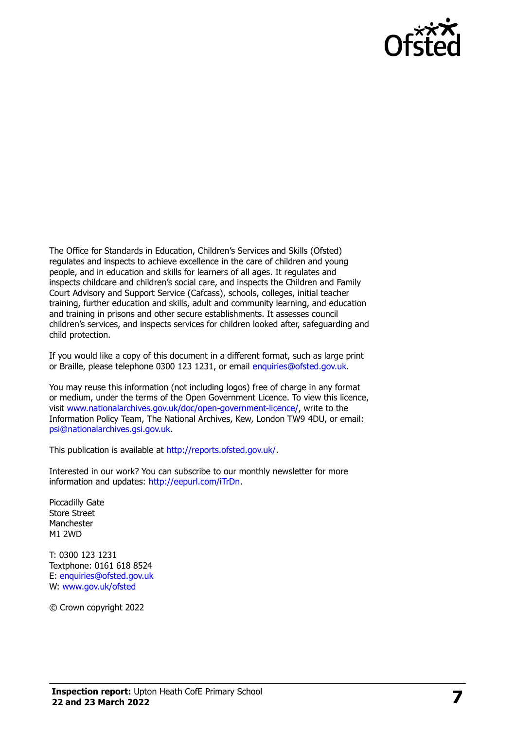The Office for Standards in Education, Children's Services and Skills (Ofsted) regulates and inspects to achieve excellence in the care of children and young people, and in education and skills for learners of all ages. It regulates and inspects childcare and children's social care, and inspects the Children and Family Court Advisory and Support Service (Cafcass), schools, colleges, initial teacher training, further education and skills, adult and community learning, and education and training in prisons and other secure establishments. It assesses council children's services, and inspects services for children looked after, safeguarding and child protection.

If you would like a copy of this document in a different format, such as large print or Braille, please telephone 0300 123 1231, or email enquiries@ofsted.gov.uk.

You may reuse this information (not including logos) free of charge in any format or medium, under the terms of the Open Government Licence. To view this licence, visit www.nationalarchives.gov.uk/doc/open-government-licence/, write to the Information Policy Team, The National Archives, Kew, London TW9 4DU, or email: psi@nationalarchives.gsi.gov.uk.

This publication is available at http://reports.ofsted.gov.uk/.

Interested in our work? You can subscribe to our monthly newsletter for more information and updates: http://eepurl.com/iTrDn.

Piccadilly Gate  
Store Street  
Manchester  
M1 2WD

T: 0300 123 1231  
Textphone: 0161 618 8524  
E: enquiries@ofsted.gov.uk  
W: www.gov.uk/ofsted

© Crown copyright 2022